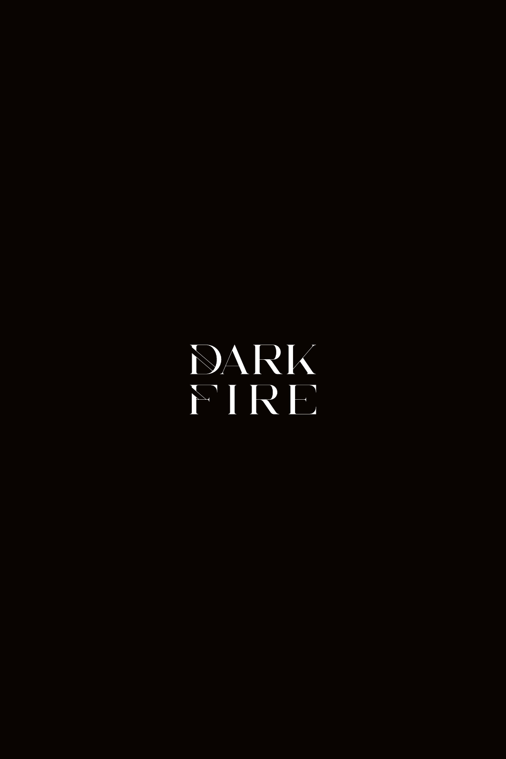# DARK FIRE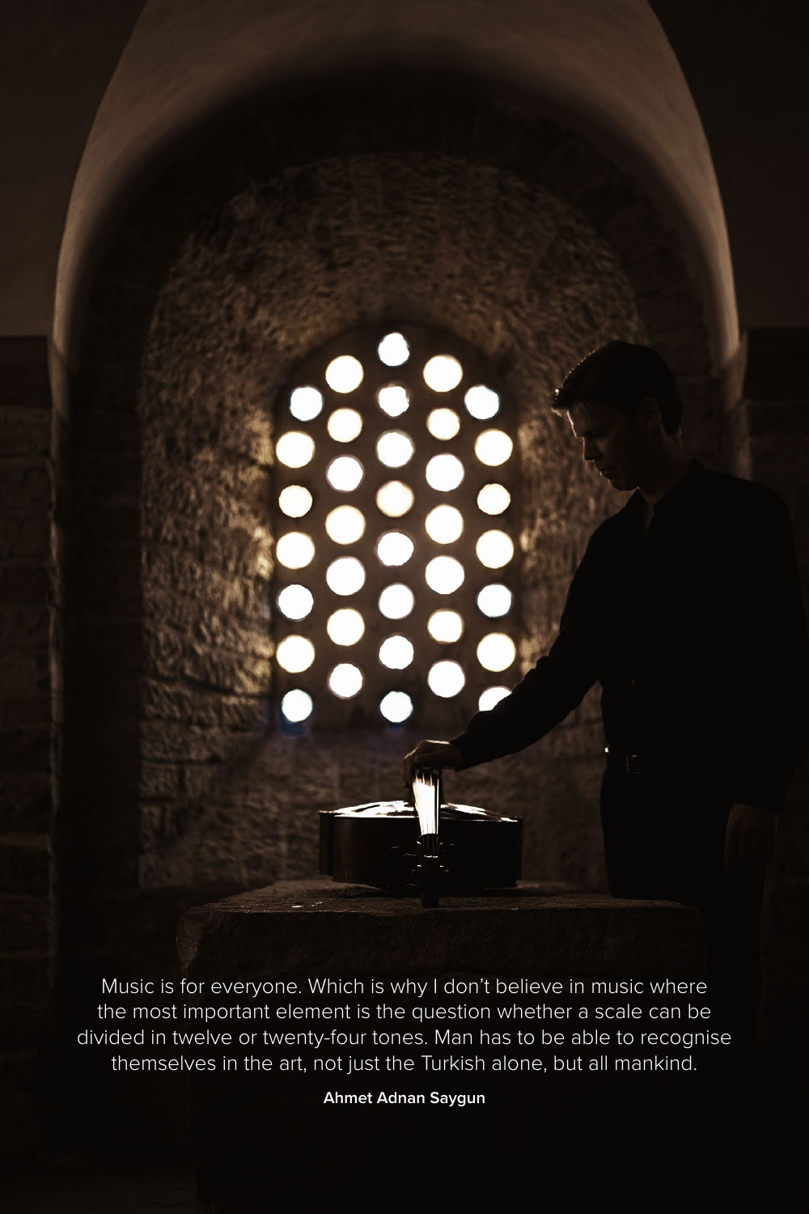Music is for everyone. Which is why I don't believe in music where the most important element is the question whether a scale can be divided in twelve or twenty-four tones. Man has to be able to recognise themselves in the art, not just the Turkish alone, but all mankind.

**Ahmet Adnan Saygun**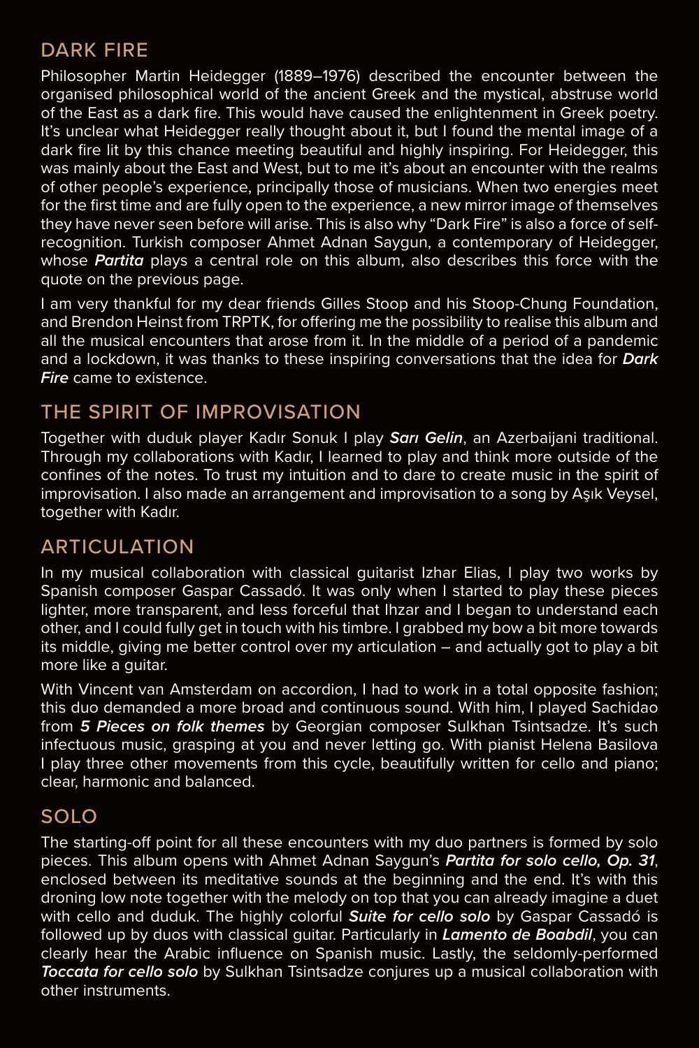## DARK FIRE

Philosopher Martin Heidegger (1889–1976) described the encounter between the organised philosophical world of the ancient Greek and the mystical, abstruse world of the East as a dark fire. This would have caused the enlightenment in Greek poetry. It's unclear what Heidegger really thought about it, but I found the mental image of a dark fire lit by this chance meeting beautiful and highly inspiring. For Heidegger, this was mainly about the East and West, but to me it's about an encounter with the realms of other people's experience, principally those of musicians. When two energies meet for the first time and are fully open to the experience, a new mirror image of themselves they have never seen before will arise. This is also why "Dark Fire" is also a force of self-recognition. Turkish composer Ahmet Adnan Saygun, a contemporary of Heidegger, whose ***Partita*** plays a central role on this album, also describes this force with the quote on the previous page.

I am very thankful for my dear friends Gilles Stoop and his Stoop-Chung Foundation, and Brendon Heinst from TRPTK, for offering me the possibility to realise this album and all the musical encounters that arose from it. In the middle of a period of a pandemic and a lockdown, it was thanks to these inspiring conversations that the idea for ***Dark Fire*** came to existence.

## THE SPIRIT OF IMPROVISATION

Together with duduk player Kadır Sonuk I play ***Sarı Gelin***, an Azerbaijani traditional. Through my collaborations with Kadır, I learned to play and think more outside of the confines of the notes. To trust my intuition and to dare to create music in the spirit of improvisation. I also made an arrangement and improvisation to a song by Aşık Veysel, together with Kadır.

## ARTICULATION

In my musical collaboration with classical guitarist Izhar Elias, I play two works by Spanish composer Gaspar Cassadó. It was only when I started to play these pieces lighter, more transparent, and less forceful that Ihzar and I began to understand each other, and I could fully get in touch with his timbre. I grabbed my bow a bit more towards its middle, giving me better control over my articulation – and actually got to play a bit more like a guitar.

With Vincent van Amsterdam on accordion, I had to work in a total opposite fashion; this duo demanded a more broad and continuous sound. With him, I played Sachidao from ***5 Pieces on folk themes*** by Georgian composer Sulkhan Tsintsadze. It's such infectuous music, grasping at you and never letting go. With pianist Helena Basilova I play three other movements from this cycle, beautifully written for cello and piano; clear, harmonic and balanced.

## SOLO

The starting-off point for all these encounters with my duo partners is formed by solo pieces. This album opens with Ahmet Adnan Saygun's ***Partita for solo cello, Op. 31***, enclosed between its meditative sounds at the beginning and the end. It's with this droning low note together with the melody on top that you can already imagine a duet with cello and duduk. The highly colorful ***Suite for cello solo*** by Gaspar Cassadó is followed up by duos with classical guitar. Particularly in ***Lamento de Boabdil***, you can clearly hear the Arabic influence on Spanish music. Lastly, the seldomly-performed ***Toccata for cello solo*** by Sulkhan Tsintsadze conjures up a musical collaboration with other instruments.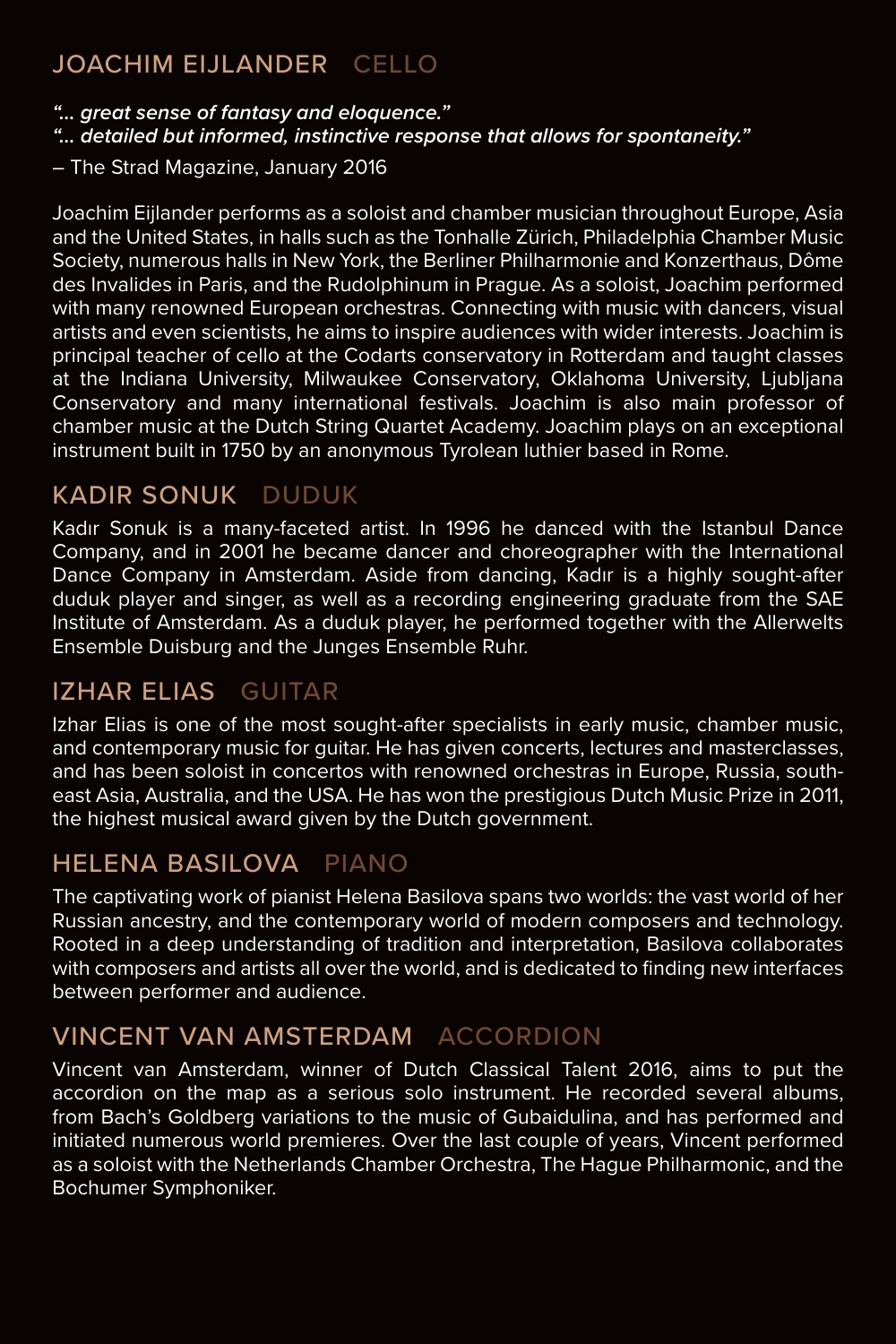## JOACHIM EIJLANDER CELLO

***"... great sense of fantasy and eloquence."***
***"... detailed but informed, instinctive response that allows for spontaneity."***

– The Strad Magazine, January 2016

Joachim Eijlander performs as a soloist and chamber musician throughout Europe, Asia and the United States, in halls such as the Tonhalle Zürich, Philadelphia Chamber Music Society, numerous halls in New York, the Berliner Philharmonie and Konzerthaus, Dôme des Invalides in Paris, and the Rudolphinum in Prague. As a soloist, Joachim performed with many renowned European orchestras. Connecting with music with dancers, visual artists and even scientists, he aims to inspire audiences with wider interests. Joachim is principal teacher of cello at the Codarts conservatory in Rotterdam and taught classes at the Indiana University, Milwaukee Conservatory, Oklahoma University, Ljubljana Conservatory and many international festivals. Joachim is also main professor of chamber music at the Dutch String Quartet Academy. Joachim plays on an exceptional instrument built in 1750 by an anonymous Tyrolean luthier based in Rome.

## KADIR SONUK DUDUK

Kadır Sonuk is a many-faceted artist. In 1996 he danced with the Istanbul Dance Company, and in 2001 he became dancer and choreographer with the International Dance Company in Amsterdam. Aside from dancing, Kadır is a highly sought-after duduk player and singer, as well as a recording engineering graduate from the SAE Institute of Amsterdam. As a duduk player, he performed together with the Allerwelts Ensemble Duisburg and the Junges Ensemble Ruhr.

## IZHAR ELIAS GUITAR

Izhar Elias is one of the most sought-after specialists in early music, chamber music, and contemporary music for guitar. He has given concerts, lectures and masterclasses, and has been soloist in concertos with renowned orchestras in Europe, Russia, south-east Asia, Australia, and the USA. He has won the prestigious Dutch Music Prize in 2011, the highest musical award given by the Dutch government.

## HELENA BASILOVA PIANO

The captivating work of pianist Helena Basilova spans two worlds: the vast world of her Russian ancestry, and the contemporary world of modern composers and technology. Rooted in a deep understanding of tradition and interpretation, Basilova collaborates with composers and artists all over the world, and is dedicated to finding new interfaces between performer and audience.

## VINCENT VAN AMSTERDAM ACCORDION

Vincent van Amsterdam, winner of Dutch Classical Talent 2016, aims to put the accordion on the map as a serious solo instrument. He recorded several albums, from Bach's Goldberg variations to the music of Gubaidulina, and has performed and initiated numerous world premieres. Over the last couple of years, Vincent performed as a soloist with the Netherlands Chamber Orchestra, The Hague Philharmonic, and the Bochumer Symphoniker.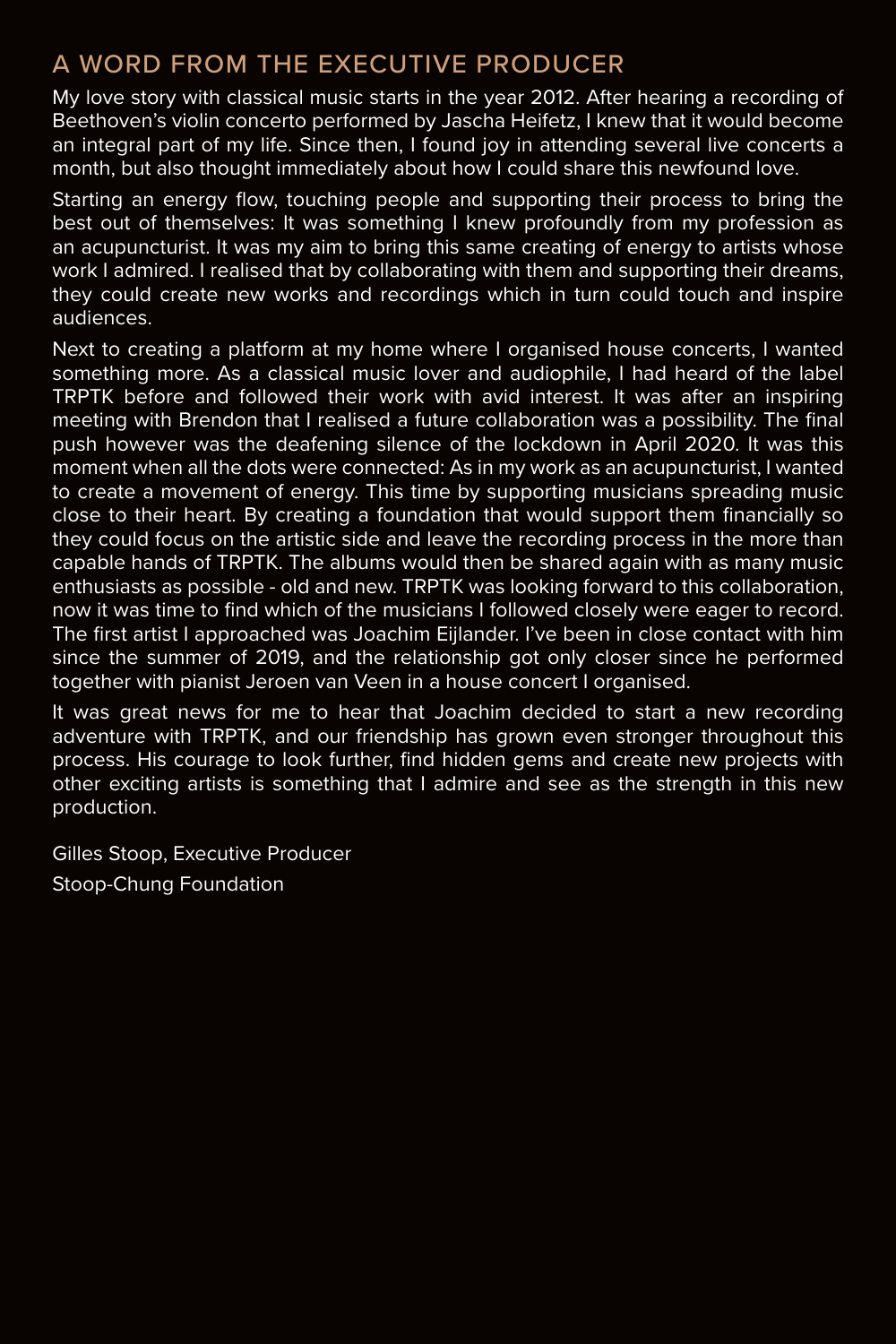## A WORD FROM THE EXECUTIVE PRODUCER

My love story with classical music starts in the year 2012. After hearing a recording of Beethoven's violin concerto performed by Jascha Heifetz, I knew that it would become an integral part of my life. Since then, I found joy in attending several live concerts a month, but also thought immediately about how I could share this newfound love.

Starting an energy flow, touching people and supporting their process to bring the best out of themselves: It was something I knew profoundly from my profession as an acupuncturist. It was my aim to bring this same creating of energy to artists whose work I admired. I realised that by collaborating with them and supporting their dreams, they could create new works and recordings which in turn could touch and inspire audiences.

Next to creating a platform at my home where I organised house concerts, I wanted something more. As a classical music lover and audiophile, I had heard of the label TRPTK before and followed their work with avid interest. It was after an inspiring meeting with Brendon that I realised a future collaboration was a possibility. The final push however was the deafening silence of the lockdown in April 2020. It was this moment when all the dots were connected: As in my work as an acupuncturist, I wanted to create a movement of energy. This time by supporting musicians spreading music close to their heart. By creating a foundation that would support them financially so they could focus on the artistic side and leave the recording process in the more than capable hands of TRPTK. The albums would then be shared again with as many music enthusiasts as possible - old and new. TRPTK was looking forward to this collaboration, now it was time to find which of the musicians I followed closely were eager to record. The first artist I approached was Joachim Eijlander. I've been in close contact with him since the summer of 2019, and the relationship got only closer since he performed together with pianist Jeroen van Veen in a house concert I organised.

It was great news for me to hear that Joachim decided to start a new recording adventure with TRPTK, and our friendship has grown even stronger throughout this process. His courage to look further, find hidden gems and create new projects with other exciting artists is something that I admire and see as the strength in this new production.

Gilles Stoop, Executive Producer
Stoop-Chung Foundation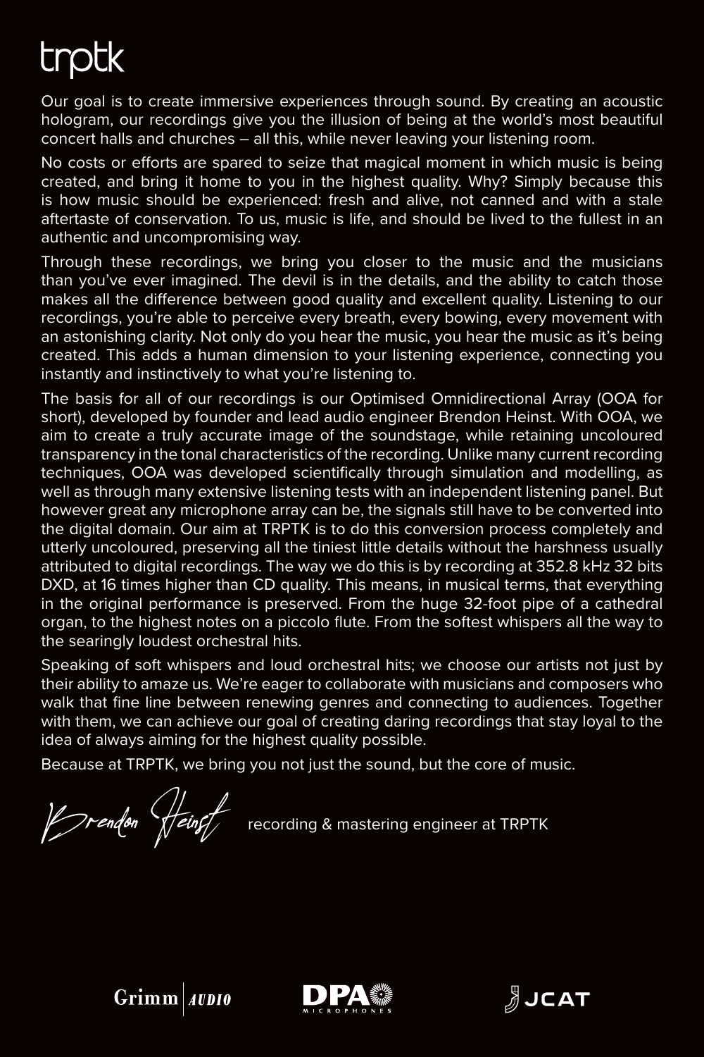# trptk

Our goal is to create immersive experiences through sound. By creating an acoustic hologram, our recordings give you the illusion of being at the world's most beautiful concert halls and churches – all this, while never leaving your listening room.

No costs or efforts are spared to seize that magical moment in which music is being created, and bring it home to you in the highest quality. Why? Simply because this is how music should be experienced: fresh and alive, not canned and with a stale aftertaste of conservation. To us, music is life, and should be lived to the fullest in an authentic and uncompromising way.

Through these recordings, we bring you closer to the music and the musicians than you've ever imagined. The devil is in the details, and the ability to catch those makes all the difference between good quality and excellent quality. Listening to our recordings, you're able to perceive every breath, every bowing, every movement with an astonishing clarity. Not only do you hear the music, you hear the music as it's being created. This adds a human dimension to your listening experience, connecting you instantly and instinctively to what you're listening to.

The basis for all of our recordings is our Optimised Omnidirectional Array (OOA for short), developed by founder and lead audio engineer Brendon Heinst. With OOA, we aim to create a truly accurate image of the soundstage, while retaining uncoloured transparency in the tonal characteristics of the recording. Unlike many current recording techniques, OOA was developed scientifically through simulation and modelling, as well as through many extensive listening tests with an independent listening panel. But however great any microphone array can be, the signals still have to be converted into the digital domain. Our aim at TRPTK is to do this conversion process completely and utterly uncoloured, preserving all the tiniest little details without the harshness usually attributed to digital recordings. The way we do this is by recording at 352.8 kHz 32 bits DXD, at 16 times higher than CD quality. This means, in musical terms, that everything in the original performance is preserved. From the huge 32-foot pipe of a cathedral organ, to the highest notes on a piccolo flute. From the softest whispers all the way to the searingly loudest orchestral hits.

Speaking of soft whispers and loud orchestral hits; we choose our artists not just by their ability to amaze us. We're eager to collaborate with musicians and composers who walk that fine line between renewing genres and connecting to audiences. Together with them, we can achieve our goal of creating daring recordings that stay loyal to the idea of always aiming for the highest quality possible.

Because at TRPTK, we bring you not just the sound, but the core of music.

*Brendon Heinst* recording & mastering engineer at TRPTK

Grimm | AUDIO DPA MICROPHONES JCAT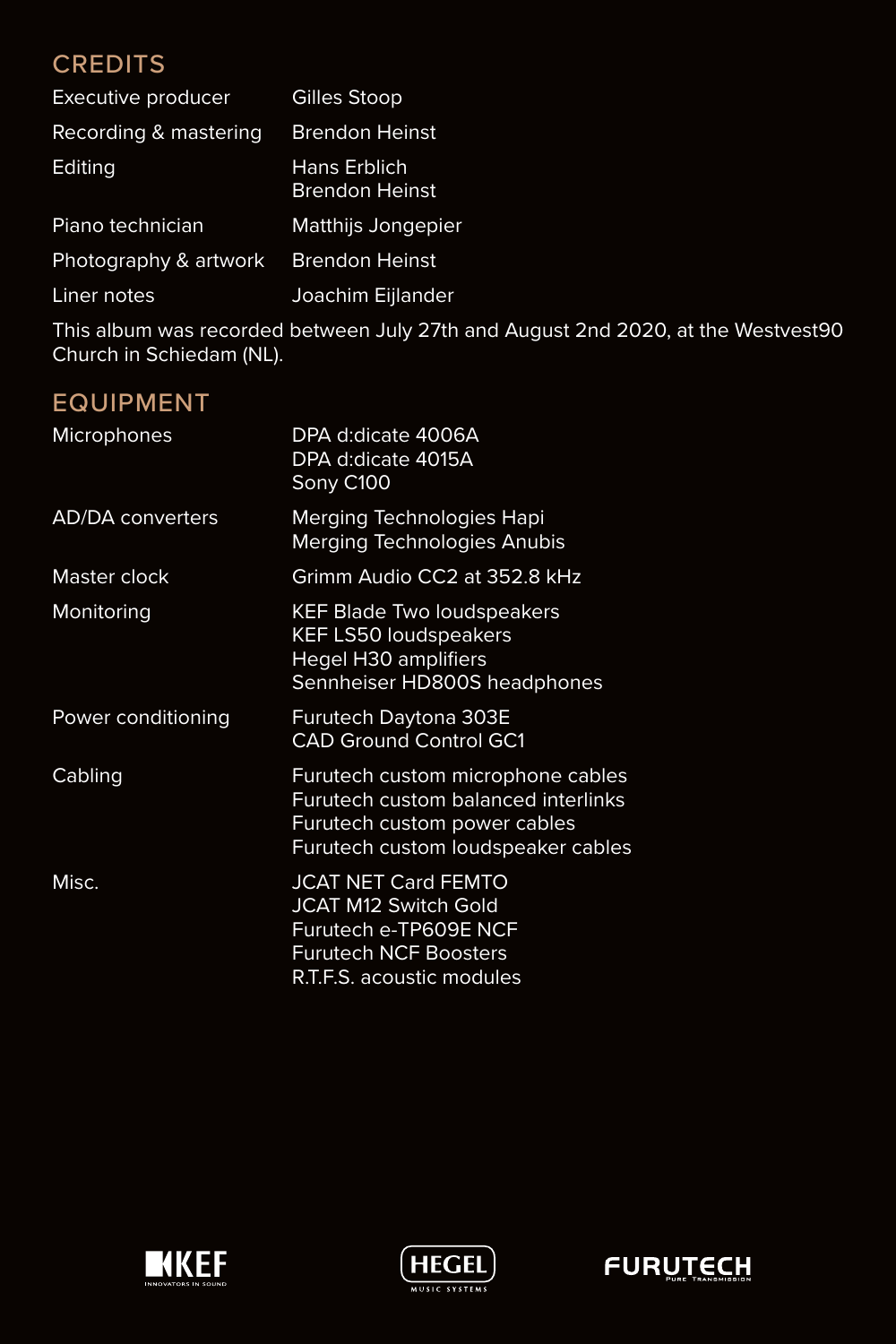## CREDITS

| | |
|---|---|
| Executive producer | Gilles Stoop |
| Recording & mastering | Brendon Heinst |
| Editing | Hans Erblich<br>Brendon Heinst |
| Piano technician | Matthijs Jongepier |
| Photography & artwork | Brendon Heinst |
| Liner notes | Joachim Eijlander |

This album was recorded between July 27th and August 2nd 2020, at the Westvest90 Church in Schiedam (NL).

## EQUIPMENT

| | |
|---|---|
| Microphones | DPA d:dicate 4006A<br>DPA d:dicate 4015A<br>Sony C100 |
| AD/DA converters | Merging Technologies Hapi<br>Merging Technologies Anubis |
| Master clock | Grimm Audio CC2 at 352.8 kHz |
| Monitoring | KEF Blade Two loudspeakers<br>KEF LS50 loudspeakers<br>Hegel H30 amplifiers<br>Sennheiser HD800S headphones |
| Power conditioning | Furutech Daytona 303E<br>CAD Ground Control GC1 |
| Cabling | Furutech custom microphone cables<br>Furutech custom balanced interlinks<br>Furutech custom power cables<br>Furutech custom loudspeaker cables |
| Misc. | JCAT NET Card FEMTO<br>JCAT M12 Switch Gold<br>Furutech e-TP609E NCF<br>Furutech NCF Boosters<br>R.T.F.S. acoustic modules |

KEF — INNOVATORS IN SOUND  HEGEL — MUSIC SYSTEMS  FURUTECH — PURE TRANSMISSION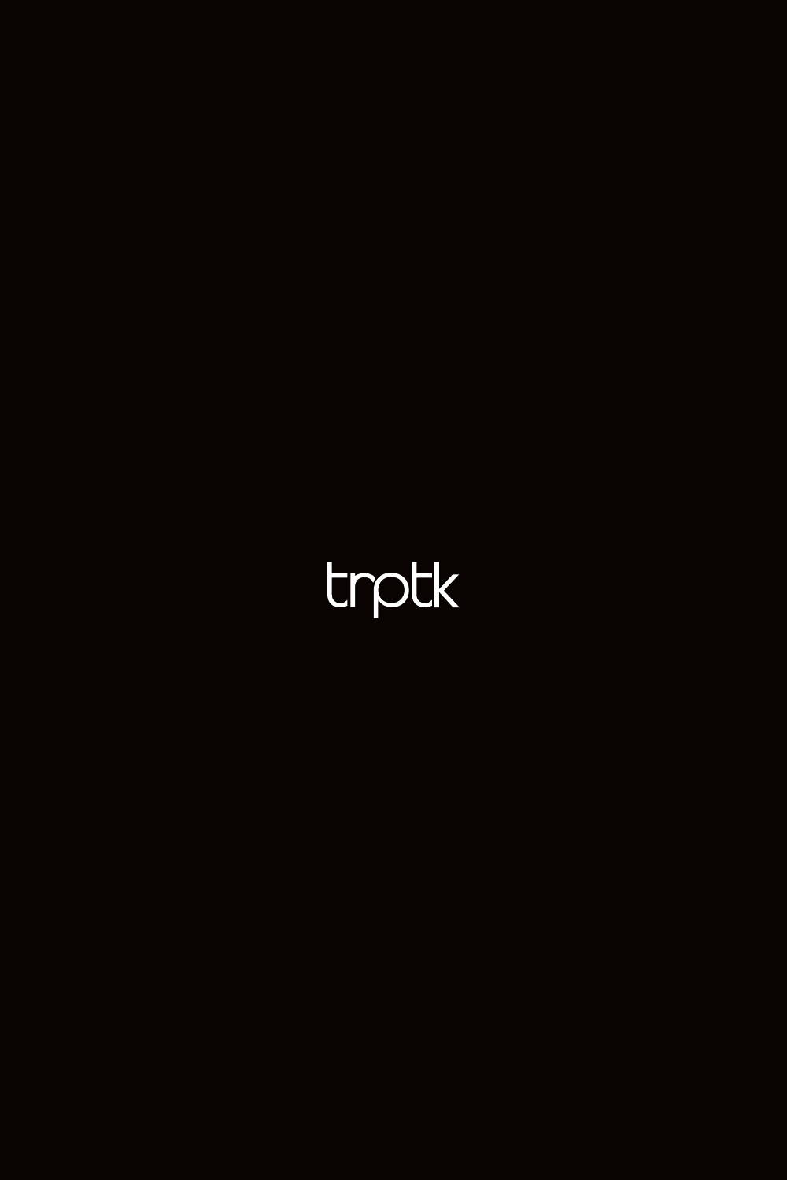trptk